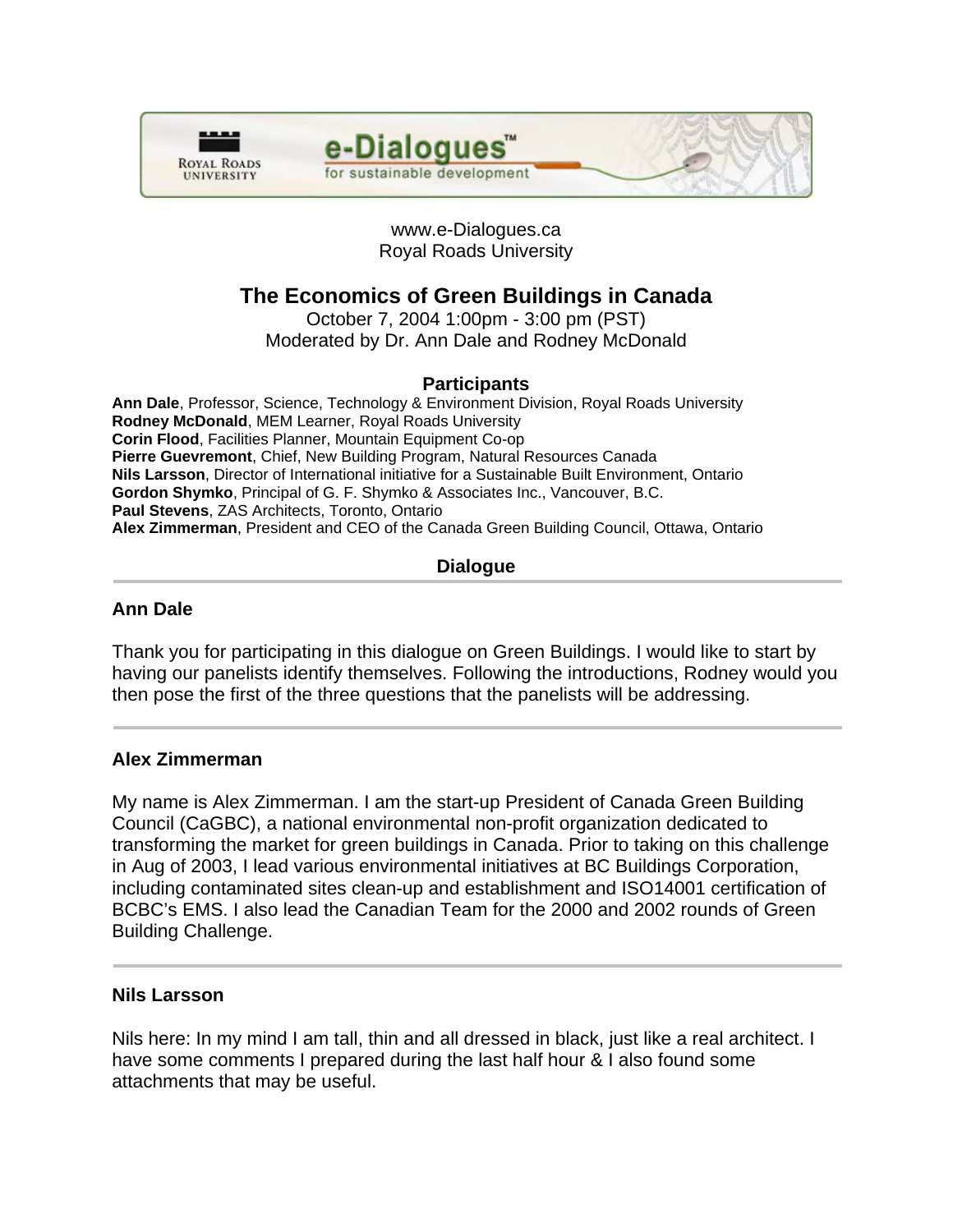www.e-Dialogues.ca
Royal Roads University

# The Economics of Green Buildings in Canada

October 7, 2004 1:00pm - 3:00 pm (PST)
Moderated by Dr. Ann Dale and Rodney McDonald

### Participants

**Ann Dale**, Professor, Science, Technology & Environment Division, Royal Roads University
**Rodney McDonald**, MEM Learner, Royal Roads University
**Corin Flood**, Facilities Planner, Mountain Equipment Co-op
**Pierre Guevremont**, Chief, New Building Program, Natural Resources Canada
**Nils Larsson**, Director of International initiative for a Sustainable Built Environment, Ontario
**Gordon Shymko**, Principal of G. F. Shymko & Associates Inc., Vancouver, B.C.
**Paul Stevens**, ZAS Architects, Toronto, Ontario
**Alex Zimmerman**, President and CEO of the Canada Green Building Council, Ottawa, Ontario

## Dialogue

### Ann Dale

Thank you for participating in this dialogue on Green Buildings. I would like to start by having our panelists identify themselves. Following the introductions, Rodney would you then pose the first of the three questions that the panelists will be addressing.

### Alex Zimmerman

My name is Alex Zimmerman. I am the start-up President of Canada Green Building Council (CaGBC), a national environmental non-profit organization dedicated to transforming the market for green buildings in Canada. Prior to taking on this challenge in Aug of 2003, I lead various environmental initiatives at BC Buildings Corporation, including contaminated sites clean-up and establishment and ISO14001 certification of BCBC's EMS. I also lead the Canadian Team for the 2000 and 2002 rounds of Green Building Challenge.

### Nils Larsson

Nils here: In my mind I am tall, thin and all dressed in black, just like a real architect. I have some comments I prepared during the last half hour & I also found some attachments that may be useful.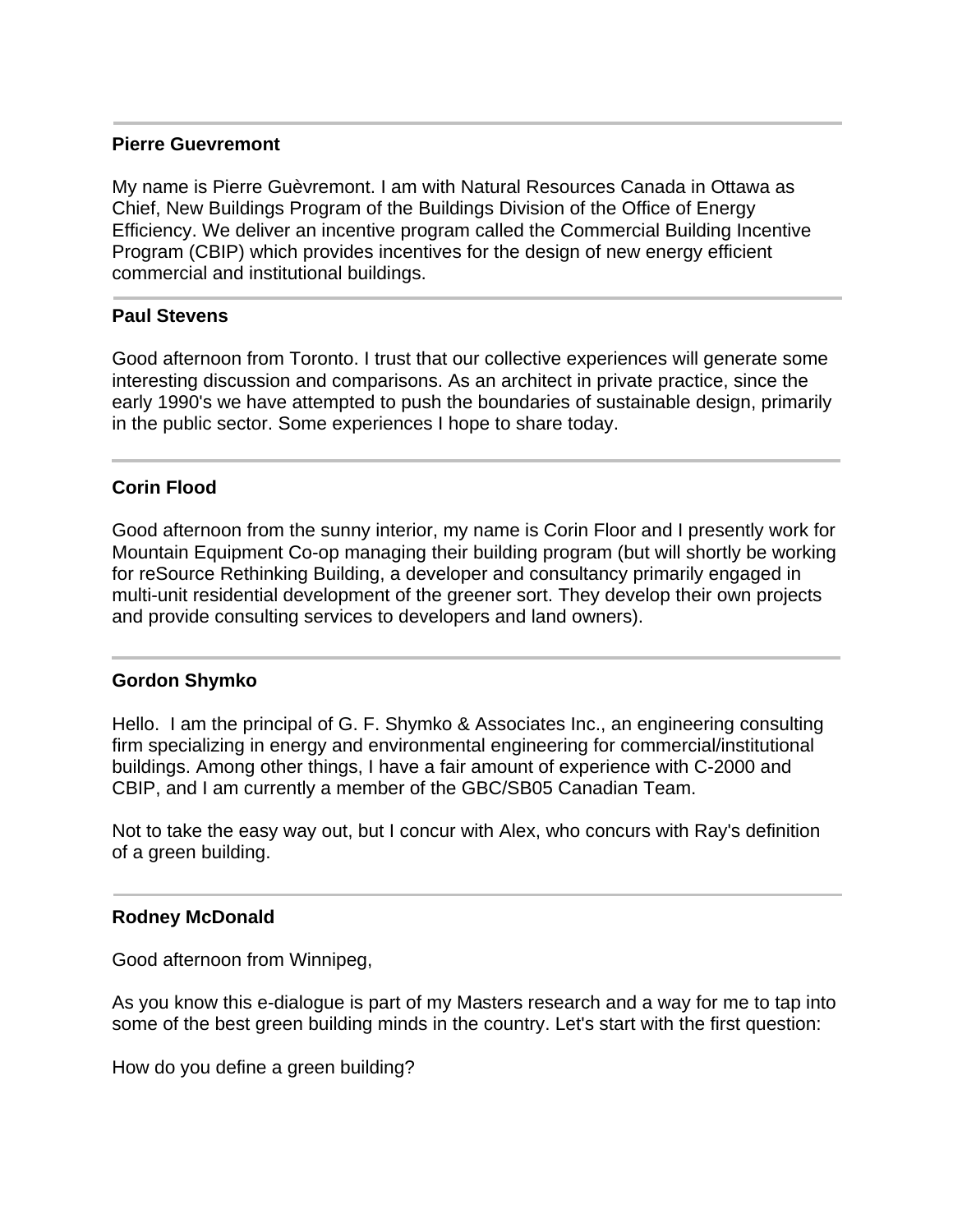---

**Pierre Guevremont**

My name is Pierre Guèvremont. I am with Natural Resources Canada in Ottawa as Chief, New Buildings Program of the Buildings Division of the Office of Energy Efficiency. We deliver an incentive program called the Commercial Building Incentive Program (CBIP) which provides incentives for the design of new energy efficient commercial and institutional buildings.

---

**Paul Stevens**

Good afternoon from Toronto. I trust that our collective experiences will generate some interesting discussion and comparisons. As an architect in private practice, since the early 1990's we have attempted to push the boundaries of sustainable design, primarily in the public sector. Some experiences I hope to share today.

---

**Corin Flood**

Good afternoon from the sunny interior, my name is Corin Floor and I presently work for Mountain Equipment Co-op managing their building program (but will shortly be working for reSource Rethinking Building, a developer and consultancy primarily engaged in multi-unit residential development of the greener sort. They develop their own projects and provide consulting services to developers and land owners).

---

**Gordon Shymko**

Hello. I am the principal of G. F. Shymko & Associates Inc., an engineering consulting firm specializing in energy and environmental engineering for commercial/institutional buildings. Among other things, I have a fair amount of experience with C-2000 and CBIP, and I am currently a member of the GBC/SB05 Canadian Team.

Not to take the easy way out, but I concur with Alex, who concurs with Ray's definition of a green building.

---

**Rodney McDonald**

Good afternoon from Winnipeg,

As you know this e-dialogue is part of my Masters research and a way for me to tap into some of the best green building minds in the country. Let's start with the first question:

How do you define a green building?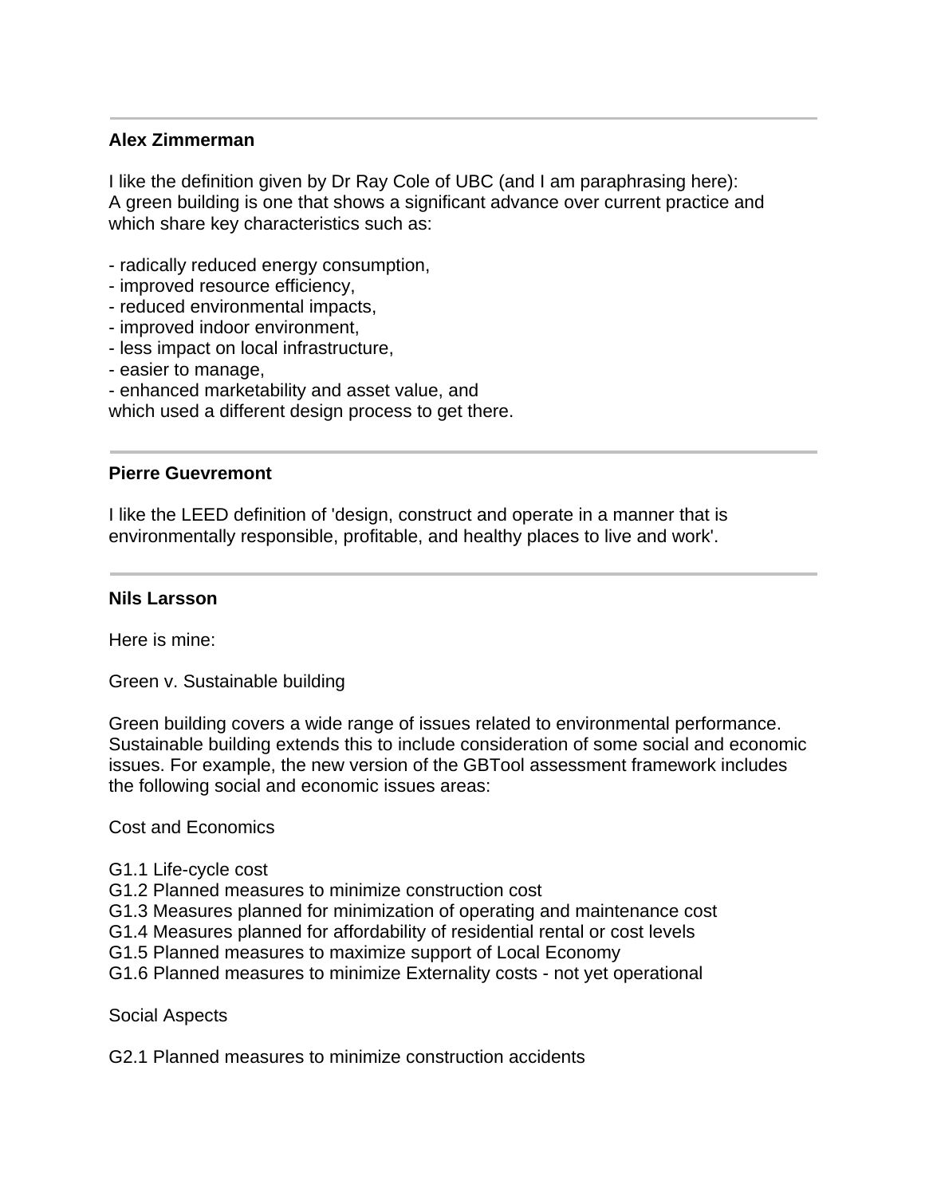---

**Alex Zimmerman**

I like the definition given by Dr Ray Cole of UBC (and I am paraphrasing here):
A green building is one that shows a significant advance over current practice and which share key characteristics such as:

- radically reduced energy consumption,
- improved resource efficiency,
- reduced environmental impacts,
- improved indoor environment,
- less impact on local infrastructure,
- easier to manage,
- enhanced marketability and asset value, and

which used a different design process to get there.

---

**Pierre Guevremont**

I like the LEED definition of 'design, construct and operate in a manner that is environmentally responsible, profitable, and healthy places to live and work'.

---

**Nils Larsson**

Here is mine:

Green v. Sustainable building

Green building covers a wide range of issues related to environmental performance. Sustainable building extends this to include consideration of some social and economic issues. For example, the new version of the GBTool assessment framework includes the following social and economic issues areas:

Cost and Economics

G1.1 Life-cycle cost
G1.2 Planned measures to minimize construction cost
G1.3 Measures planned for minimization of operating and maintenance cost
G1.4 Measures planned for affordability of residential rental or cost levels
G1.5 Planned measures to maximize support of Local Economy
G1.6 Planned measures to minimize Externality costs - not yet operational

Social Aspects

G2.1 Planned measures to minimize construction accidents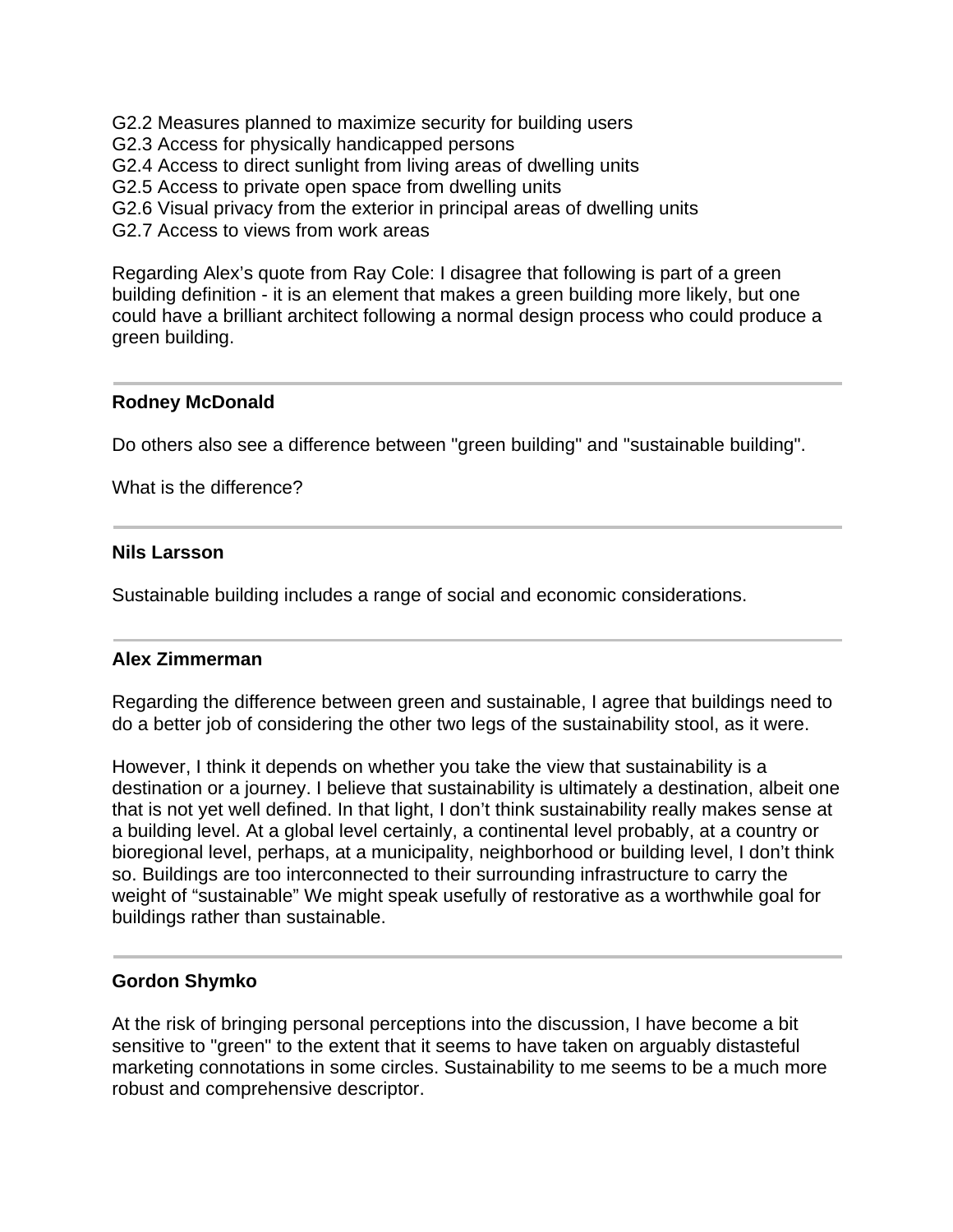G2.2 Measures planned to maximize security for building users
G2.3 Access for physically handicapped persons
G2.4 Access to direct sunlight from living areas of dwelling units
G2.5 Access to private open space from dwelling units
G2.6 Visual privacy from the exterior in principal areas of dwelling units
G2.7 Access to views from work areas

Regarding Alex's quote from Ray Cole: I disagree that following is part of a green building definition - it is an element that makes a green building more likely, but one could have a brilliant architect following a normal design process who could produce a green building.

---

**Rodney McDonald**

Do others also see a difference between "green building" and "sustainable building".

What is the difference?

---

**Nils Larsson**

Sustainable building includes a range of social and economic considerations.

---

**Alex Zimmerman**

Regarding the difference between green and sustainable, I agree that buildings need to do a better job of considering the other two legs of the sustainability stool, as it were.

However, I think it depends on whether you take the view that sustainability is a destination or a journey. I believe that sustainability is ultimately a destination, albeit one that is not yet well defined. In that light, I don't think sustainability really makes sense at a building level. At a global level certainly, a continental level probably, at a country or bioregional level, perhaps, at a municipality, neighborhood or building level, I don't think so. Buildings are too interconnected to their surrounding infrastructure to carry the weight of "sustainable" We might speak usefully of restorative as a worthwhile goal for buildings rather than sustainable.

---

**Gordon Shymko**

At the risk of bringing personal perceptions into the discussion, I have become a bit sensitive to "green" to the extent that it seems to have taken on arguably distasteful marketing connotations in some circles. Sustainability to me seems to be a much more robust and comprehensive descriptor.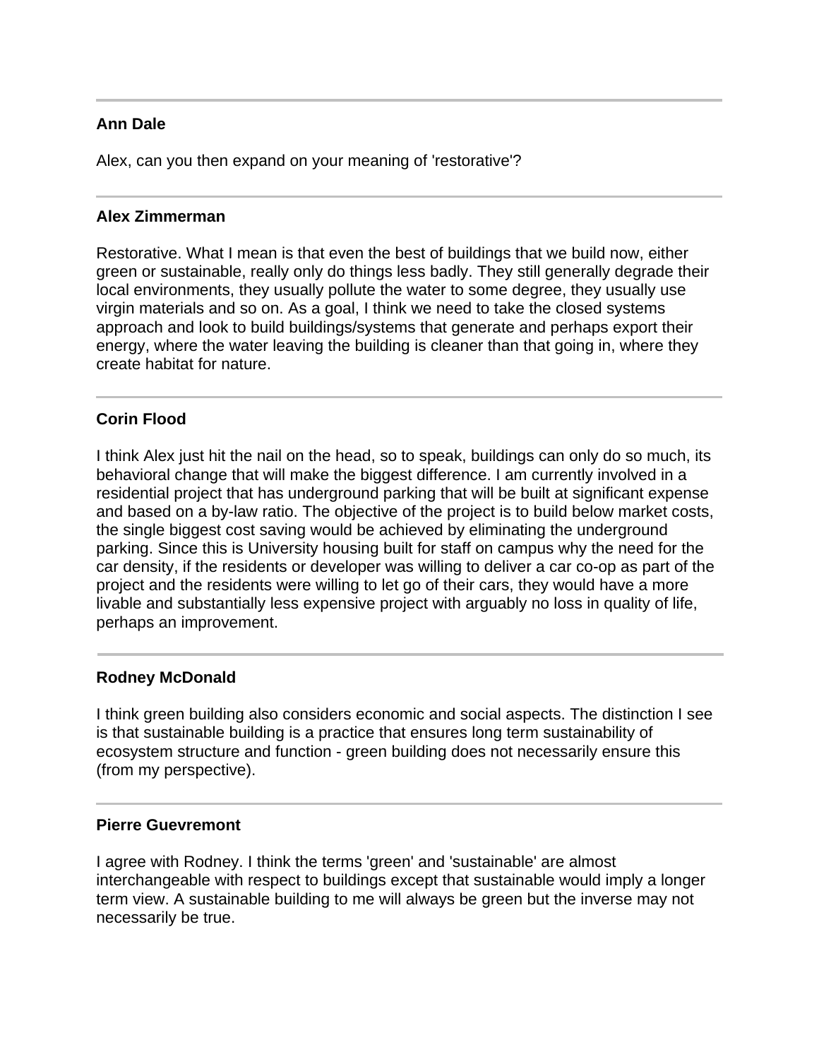---

**Ann Dale**

Alex, can you then expand on your meaning of 'restorative'?

---

**Alex Zimmerman**

Restorative. What I mean is that even the best of buildings that we build now, either green or sustainable, really only do things less badly. They still generally degrade their local environments, they usually pollute the water to some degree, they usually use virgin materials and so on. As a goal, I think we need to take the closed systems approach and look to build buildings/systems that generate and perhaps export their energy, where the water leaving the building is cleaner than that going in, where they create habitat for nature.

---

**Corin Flood**

I think Alex just hit the nail on the head, so to speak, buildings can only do so much, its behavioral change that will make the biggest difference. I am currently involved in a residential project that has underground parking that will be built at significant expense and based on a by-law ratio. The objective of the project is to build below market costs, the single biggest cost saving would be achieved by eliminating the underground parking. Since this is University housing built for staff on campus why the need for the car density, if the residents or developer was willing to deliver a car co-op as part of the project and the residents were willing to let go of their cars, they would have a more livable and substantially less expensive project with arguably no loss in quality of life, perhaps an improvement.

---

**Rodney McDonald**

I think green building also considers economic and social aspects. The distinction I see is that sustainable building is a practice that ensures long term sustainability of ecosystem structure and function - green building does not necessarily ensure this (from my perspective).

---

**Pierre Guevremont**

I agree with Rodney. I think the terms 'green' and 'sustainable' are almost interchangeable with respect to buildings except that sustainable would imply a longer term view. A sustainable building to me will always be green but the inverse may not necessarily be true.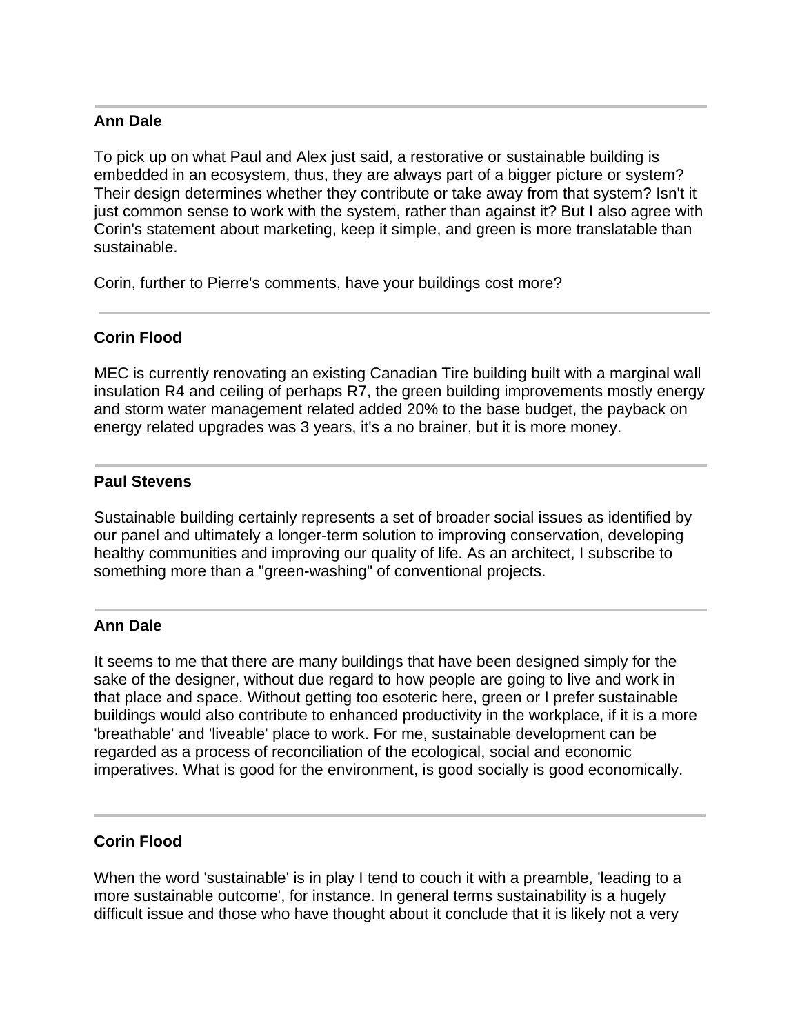---

**Ann Dale**

To pick up on what Paul and Alex just said, a restorative or sustainable building is embedded in an ecosystem, thus, they are always part of a bigger picture or system? Their design determines whether they contribute or take away from that system? Isn't it just common sense to work with the system, rather than against it? But I also agree with Corin's statement about marketing, keep it simple, and green is more translatable than sustainable.

Corin, further to Pierre's comments, have your buildings cost more?

---

**Corin Flood**

MEC is currently renovating an existing Canadian Tire building built with a marginal wall insulation R4 and ceiling of perhaps R7, the green building improvements mostly energy and storm water management related added 20% to the base budget, the payback on energy related upgrades was 3 years, it's a no brainer, but it is more money.

---

**Paul Stevens**

Sustainable building certainly represents a set of broader social issues as identified by our panel and ultimately a longer-term solution to improving conservation, developing healthy communities and improving our quality of life. As an architect, I subscribe to something more than a "green-washing" of conventional projects.

---

**Ann Dale**

It seems to me that there are many buildings that have been designed simply for the sake of the designer, without due regard to how people are going to live and work in that place and space. Without getting too esoteric here, green or I prefer sustainable buildings would also contribute to enhanced productivity in the workplace, if it is a more 'breathable' and 'liveable' place to work. For me, sustainable development can be regarded as a process of reconciliation of the ecological, social and economic imperatives. What is good for the environment, is good socially is good economically.

---

**Corin Flood**

When the word 'sustainable' is in play I tend to couch it with a preamble, 'leading to a more sustainable outcome', for instance. In general terms sustainability is a hugely difficult issue and those who have thought about it conclude that it is likely not a very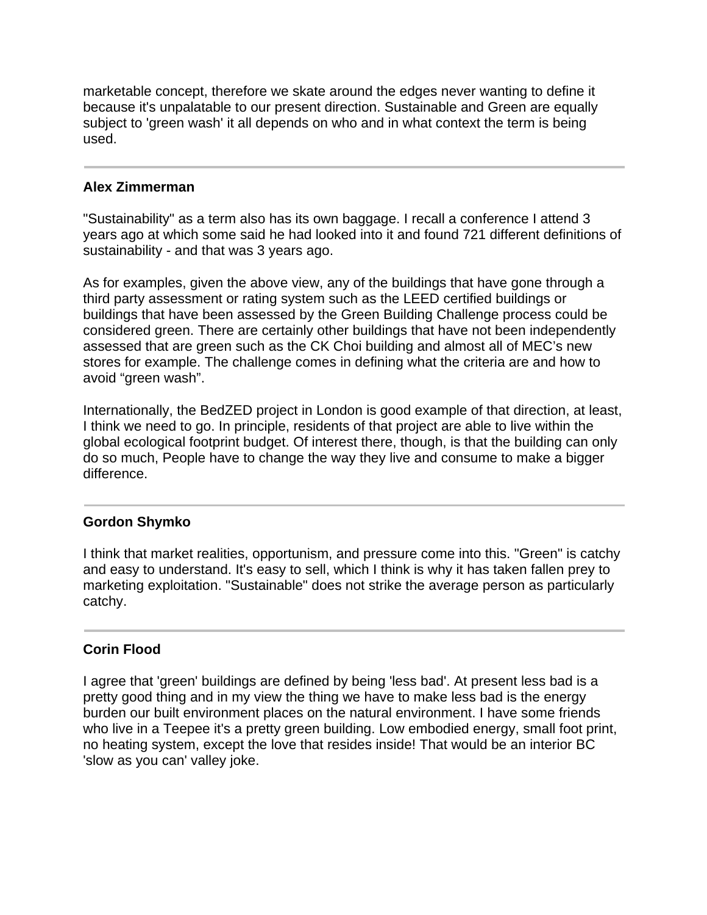marketable concept, therefore we skate around the edges never wanting to define it because it's unpalatable to our present direction. Sustainable and Green are equally subject to 'green wash' it all depends on who and in what context the term is being used.

---

**Alex Zimmerman**

"Sustainability" as a term also has its own baggage. I recall a conference I attend 3 years ago at which some said he had looked into it and found 721 different definitions of sustainability - and that was 3 years ago.

As for examples, given the above view, any of the buildings that have gone through a third party assessment or rating system such as the LEED certified buildings or buildings that have been assessed by the Green Building Challenge process could be considered green. There are certainly other buildings that have not been independently assessed that are green such as the CK Choi building and almost all of MEC's new stores for example. The challenge comes in defining what the criteria are and how to avoid "green wash".

Internationally, the BedZED project in London is good example of that direction, at least, I think we need to go. In principle, residents of that project are able to live within the global ecological footprint budget. Of interest there, though, is that the building can only do so much, People have to change the way they live and consume to make a bigger difference.

---

**Gordon Shymko**

I think that market realities, opportunism, and pressure come into this. "Green" is catchy and easy to understand. It's easy to sell, which I think is why it has taken fallen prey to marketing exploitation. "Sustainable" does not strike the average person as particularly catchy.

---

**Corin Flood**

I agree that 'green' buildings are defined by being 'less bad'. At present less bad is a pretty good thing and in my view the thing we have to make less bad is the energy burden our built environment places on the natural environment. I have some friends who live in a Teepee it's a pretty green building. Low embodied energy, small foot print, no heating system, except the love that resides inside! That would be an interior BC 'slow as you can' valley joke.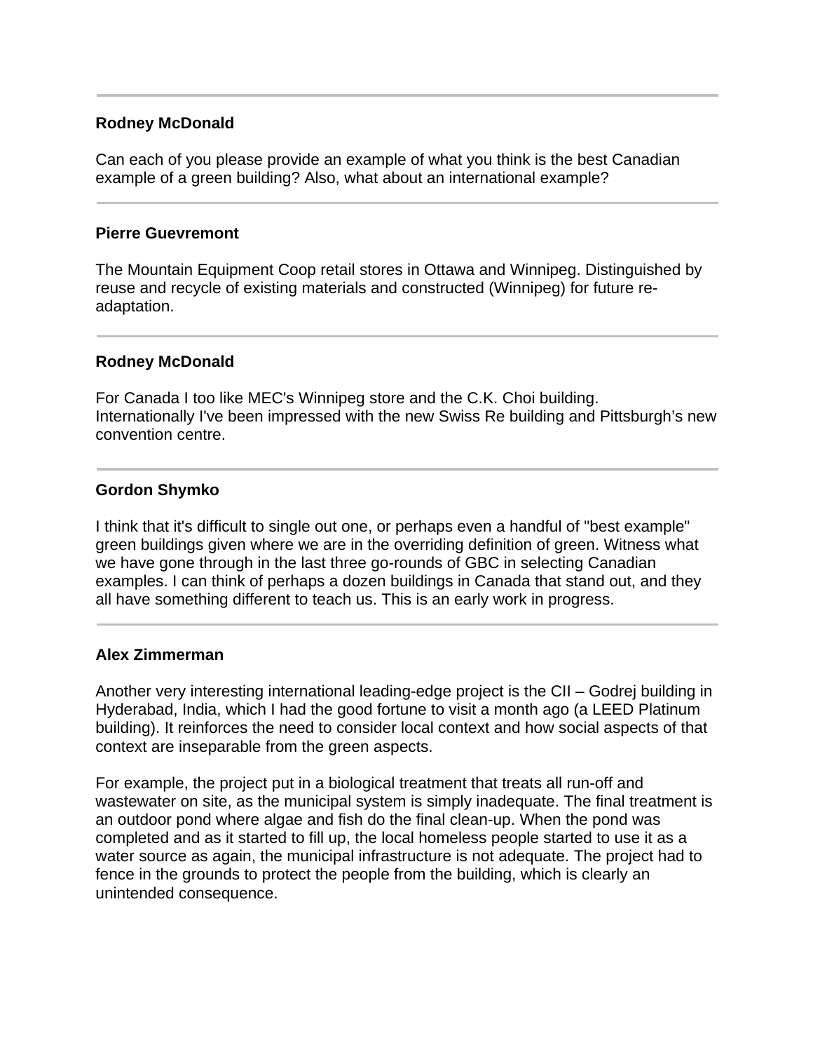---

**Rodney McDonald**

Can each of you please provide an example of what you think is the best Canadian example of a green building? Also, what about an international example?

---

**Pierre Guevremont**

The Mountain Equipment Coop retail stores in Ottawa and Winnipeg. Distinguished by reuse and recycle of existing materials and constructed (Winnipeg) for future re-adaptation.

---

**Rodney McDonald**

For Canada I too like MEC's Winnipeg store and the C.K. Choi building. Internationally I've been impressed with the new Swiss Re building and Pittsburgh's new convention centre.

---

**Gordon Shymko**

I think that it's difficult to single out one, or perhaps even a handful of "best example" green buildings given where we are in the overriding definition of green. Witness what we have gone through in the last three go-rounds of GBC in selecting Canadian examples. I can think of perhaps a dozen buildings in Canada that stand out, and they all have something different to teach us. This is an early work in progress.

---

**Alex Zimmerman**

Another very interesting international leading-edge project is the CII – Godrej building in Hyderabad, India, which I had the good fortune to visit a month ago (a LEED Platinum building). It reinforces the need to consider local context and how social aspects of that context are inseparable from the green aspects.

For example, the project put in a biological treatment that treats all run-off and wastewater on site, as the municipal system is simply inadequate. The final treatment is an outdoor pond where algae and fish do the final clean-up. When the pond was completed and as it started to fill up, the local homeless people started to use it as a water source as again, the municipal infrastructure is not adequate. The project had to fence in the grounds to protect the people from the building, which is clearly an unintended consequence.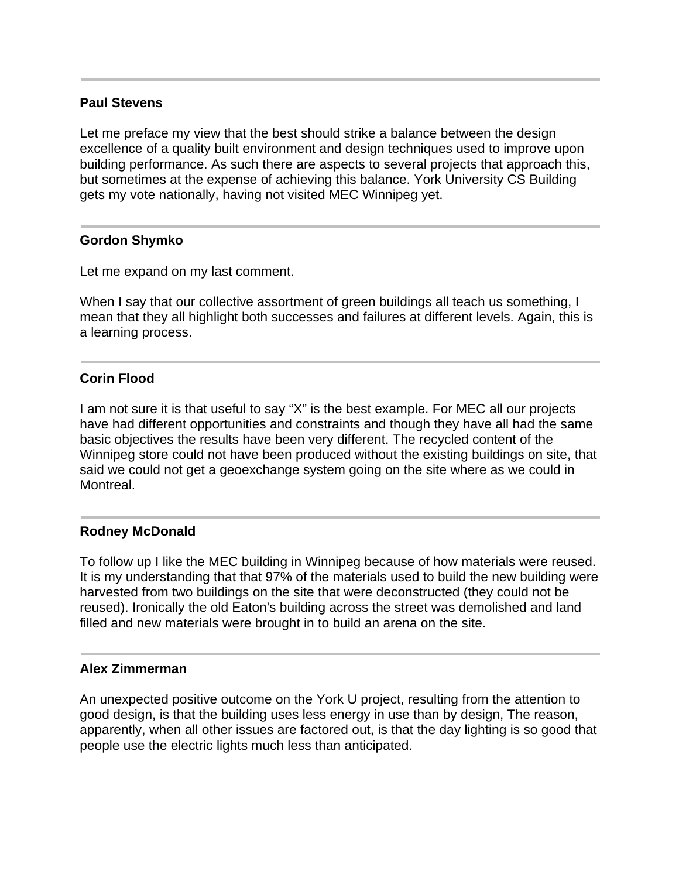---

**Paul Stevens**

Let me preface my view that the best should strike a balance between the design excellence of a quality built environment and design techniques used to improve upon building performance. As such there are aspects to several projects that approach this, but sometimes at the expense of achieving this balance. York University CS Building gets my vote nationally, having not visited MEC Winnipeg yet.

---

**Gordon Shymko**

Let me expand on my last comment.

When I say that our collective assortment of green buildings all teach us something, I mean that they all highlight both successes and failures at different levels. Again, this is a learning process.

---

**Corin Flood**

I am not sure it is that useful to say "X" is the best example. For MEC all our projects have had different opportunities and constraints and though they have all had the same basic objectives the results have been very different. The recycled content of the Winnipeg store could not have been produced without the existing buildings on site, that said we could not get a geoexchange system going on the site where as we could in Montreal.

---

**Rodney McDonald**

To follow up I like the MEC building in Winnipeg because of how materials were reused. It is my understanding that that 97% of the materials used to build the new building were harvested from two buildings on the site that were deconstructed (they could not be reused). Ironically the old Eaton's building across the street was demolished and land filled and new materials were brought in to build an arena on the site.

---

**Alex Zimmerman**

An unexpected positive outcome on the York U project, resulting from the attention to good design, is that the building uses less energy in use than by design, The reason, apparently, when all other issues are factored out, is that the day lighting is so good that people use the electric lights much less than anticipated.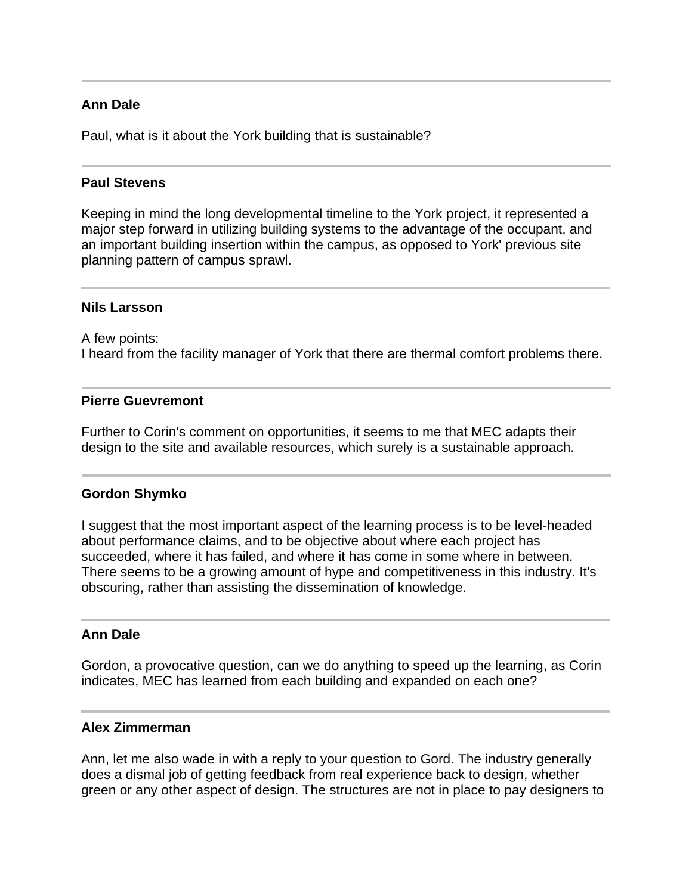---

**Ann Dale**

Paul, what is it about the York building that is sustainable?

---

**Paul Stevens**

Keeping in mind the long developmental timeline to the York project, it represented a major step forward in utilizing building systems to the advantage of the occupant, and an important building insertion within the campus, as opposed to York' previous site planning pattern of campus sprawl.

---

**Nils Larsson**

A few points:
I heard from the facility manager of York that there are thermal comfort problems there.

---

**Pierre Guevremont**

Further to Corin's comment on opportunities, it seems to me that MEC adapts their design to the site and available resources, which surely is a sustainable approach.

---

**Gordon Shymko**

I suggest that the most important aspect of the learning process is to be level-headed about performance claims, and to be objective about where each project has succeeded, where it has failed, and where it has come in some where in between. There seems to be a growing amount of hype and competitiveness in this industry. It's obscuring, rather than assisting the dissemination of knowledge.

---

**Ann Dale**

Gordon, a provocative question, can we do anything to speed up the learning, as Corin indicates, MEC has learned from each building and expanded on each one?

---

**Alex Zimmerman**

Ann, let me also wade in with a reply to your question to Gord. The industry generally does a dismal job of getting feedback from real experience back to design, whether green or any other aspect of design. The structures are not in place to pay designers to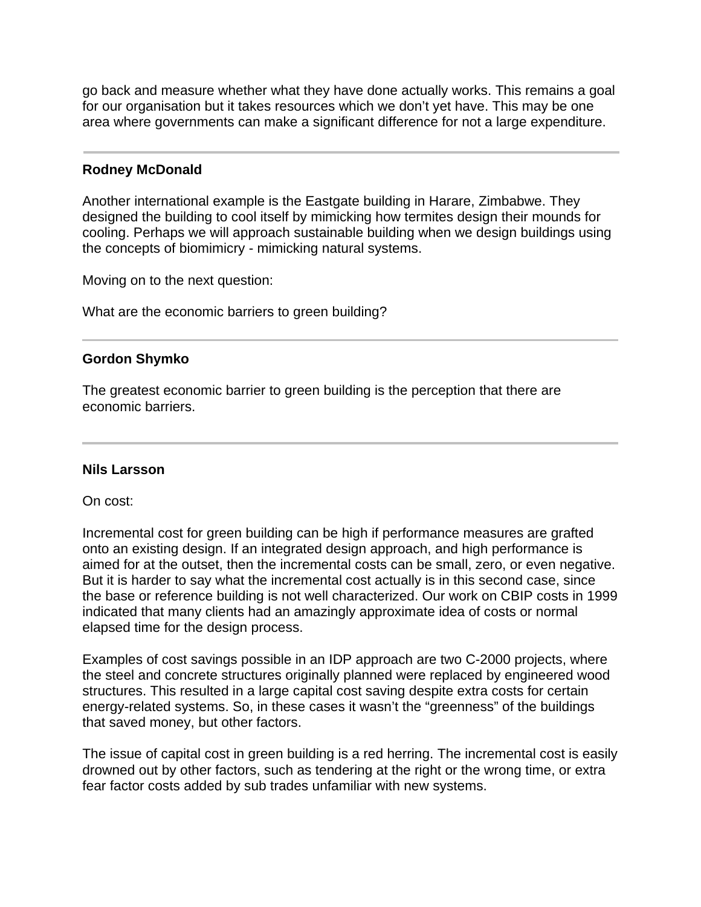go back and measure whether what they have done actually works. This remains a goal for our organisation but it takes resources which we don't yet have. This may be one area where governments can make a significant difference for not a large expenditure.

---

**Rodney McDonald**

Another international example is the Eastgate building in Harare, Zimbabwe. They designed the building to cool itself by mimicking how termites design their mounds for cooling. Perhaps we will approach sustainable building when we design buildings using the concepts of biomimicry - mimicking natural systems.

Moving on to the next question:

What are the economic barriers to green building?

---

**Gordon Shymko**

The greatest economic barrier to green building is the perception that there are economic barriers.

---

**Nils Larsson**

On cost:

Incremental cost for green building can be high if performance measures are grafted onto an existing design. If an integrated design approach, and high performance is aimed for at the outset, then the incremental costs can be small, zero, or even negative. But it is harder to say what the incremental cost actually is in this second case, since the base or reference building is not well characterized. Our work on CBIP costs in 1999 indicated that many clients had an amazingly approximate idea of costs or normal elapsed time for the design process.

Examples of cost savings possible in an IDP approach are two C-2000 projects, where the steel and concrete structures originally planned were replaced by engineered wood structures. This resulted in a large capital cost saving despite extra costs for certain energy-related systems. So, in these cases it wasn't the "greenness" of the buildings that saved money, but other factors.

The issue of capital cost in green building is a red herring. The incremental cost is easily drowned out by other factors, such as tendering at the right or the wrong time, or extra fear factor costs added by sub trades unfamiliar with new systems.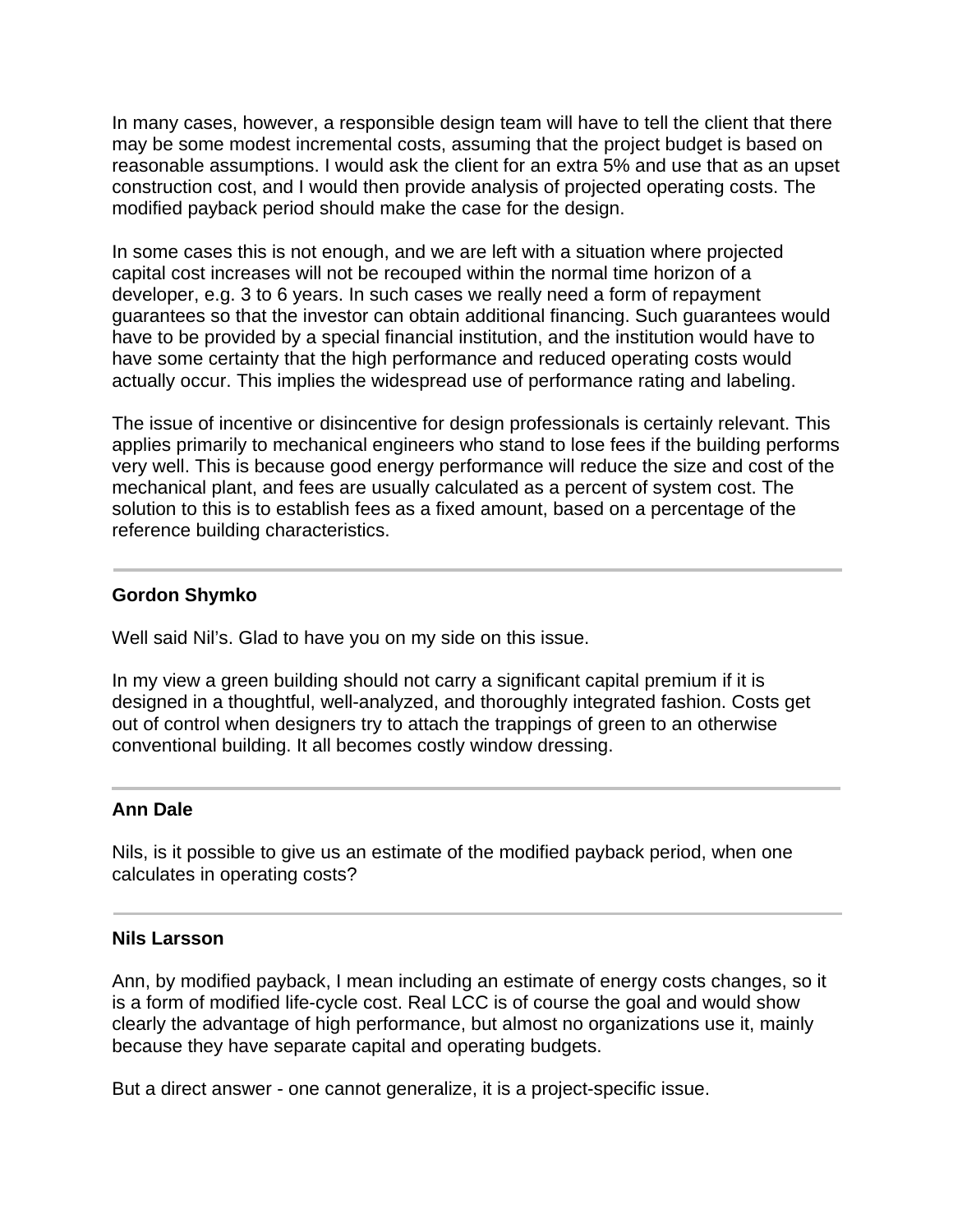In many cases, however, a responsible design team will have to tell the client that there may be some modest incremental costs, assuming that the project budget is based on reasonable assumptions. I would ask the client for an extra 5% and use that as an upset construction cost, and I would then provide analysis of projected operating costs. The modified payback period should make the case for the design.

In some cases this is not enough, and we are left with a situation where projected capital cost increases will not be recouped within the normal time horizon of a developer, e.g. 3 to 6 years. In such cases we really need a form of repayment guarantees so that the investor can obtain additional financing. Such guarantees would have to be provided by a special financial institution, and the institution would have to have some certainty that the high performance and reduced operating costs would actually occur. This implies the widespread use of performance rating and labeling.

The issue of incentive or disincentive for design professionals is certainly relevant. This applies primarily to mechanical engineers who stand to lose fees if the building performs very well. This is because good energy performance will reduce the size and cost of the mechanical plant, and fees are usually calculated as a percent of system cost. The solution to this is to establish fees as a fixed amount, based on a percentage of the reference building characteristics.

---

**Gordon Shymko**

Well said Nil's. Glad to have you on my side on this issue.

In my view a green building should not carry a significant capital premium if it is designed in a thoughtful, well-analyzed, and thoroughly integrated fashion. Costs get out of control when designers try to attach the trappings of green to an otherwise conventional building. It all becomes costly window dressing.

---

**Ann Dale**

Nils, is it possible to give us an estimate of the modified payback period, when one calculates in operating costs?

---

**Nils Larsson**

Ann, by modified payback, I mean including an estimate of energy costs changes, so it is a form of modified life-cycle cost. Real LCC is of course the goal and would show clearly the advantage of high performance, but almost no organizations use it, mainly because they have separate capital and operating budgets.

But a direct answer - one cannot generalize, it is a project-specific issue.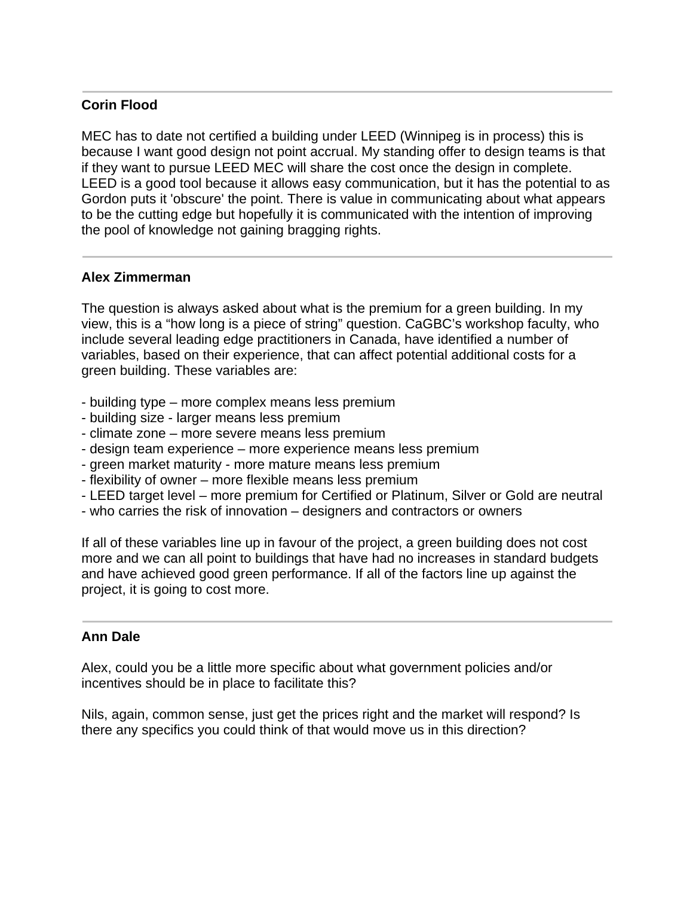---

**Corin Flood**

MEC has to date not certified a building under LEED (Winnipeg is in process) this is because I want good design not point accrual. My standing offer to design teams is that if they want to pursue LEED MEC will share the cost once the design in complete. LEED is a good tool because it allows easy communication, but it has the potential to as Gordon puts it 'obscure' the point. There is value in communicating about what appears to be the cutting edge but hopefully it is communicated with the intention of improving the pool of knowledge not gaining bragging rights.

---

**Alex Zimmerman**

The question is always asked about what is the premium for a green building. In my view, this is a "how long is a piece of string" question. CaGBC's workshop faculty, who include several leading edge practitioners in Canada, have identified a number of variables, based on their experience, that can affect potential additional costs for a green building. These variables are:

- building type – more complex means less premium
- building size - larger means less premium
- climate zone – more severe means less premium
- design team experience – more experience means less premium
- green market maturity - more mature means less premium
- flexibility of owner – more flexible means less premium
- LEED target level – more premium for Certified or Platinum, Silver or Gold are neutral
- who carries the risk of innovation – designers and contractors or owners

If all of these variables line up in favour of the project, a green building does not cost more and we can all point to buildings that have had no increases in standard budgets and have achieved good green performance. If all of the factors line up against the project, it is going to cost more.

---

**Ann Dale**

Alex, could you be a little more specific about what government policies and/or incentives should be in place to facilitate this?

Nils, again, common sense, just get the prices right and the market will respond? Is there any specifics you could think of that would move us in this direction?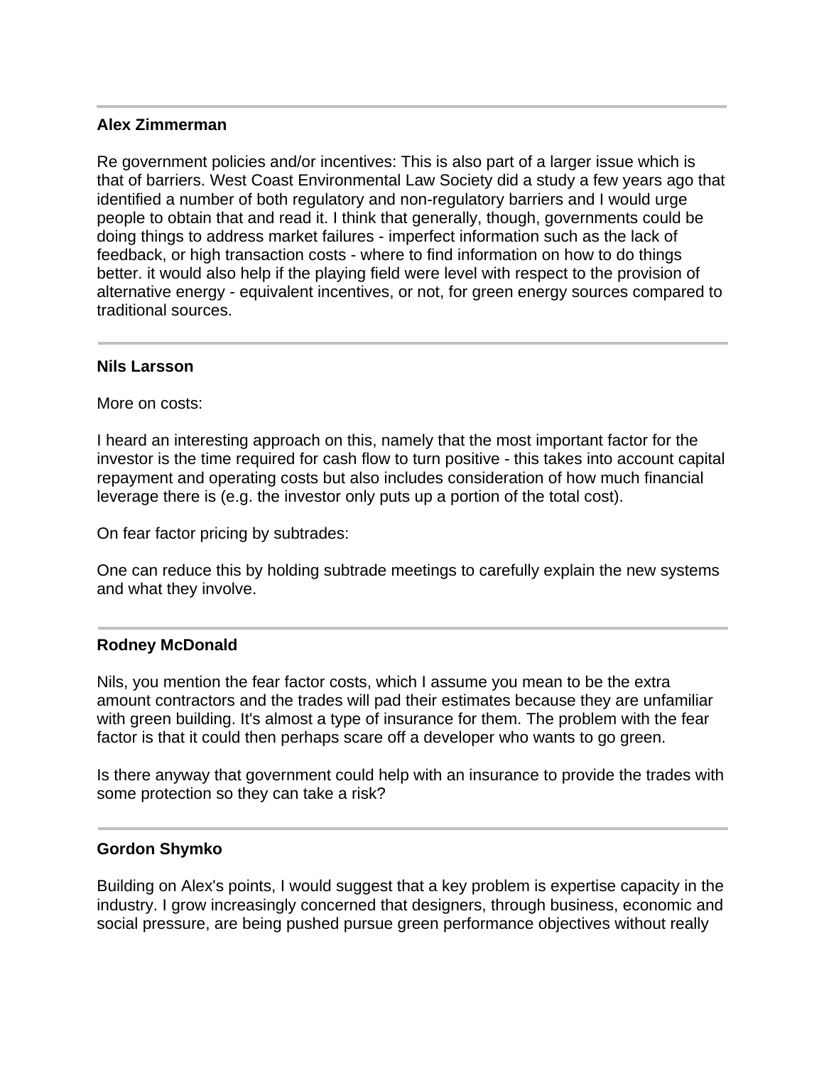---

**Alex Zimmerman**

Re government policies and/or incentives: This is also part of a larger issue which is that of barriers. West Coast Environmental Law Society did a study a few years ago that identified a number of both regulatory and non-regulatory barriers and I would urge people to obtain that and read it. I think that generally, though, governments could be doing things to address market failures - imperfect information such as the lack of feedback, or high transaction costs - where to find information on how to do things better. it would also help if the playing field were level with respect to the provision of alternative energy - equivalent incentives, or not, for green energy sources compared to traditional sources.

---

**Nils Larsson**

More on costs:

I heard an interesting approach on this, namely that the most important factor for the investor is the time required for cash flow to turn positive - this takes into account capital repayment and operating costs but also includes consideration of how much financial leverage there is (e.g. the investor only puts up a portion of the total cost).

On fear factor pricing by subtrades:

One can reduce this by holding subtrade meetings to carefully explain the new systems and what they involve.

---

**Rodney McDonald**

Nils, you mention the fear factor costs, which I assume you mean to be the extra amount contractors and the trades will pad their estimates because they are unfamiliar with green building. It's almost a type of insurance for them. The problem with the fear factor is that it could then perhaps scare off a developer who wants to go green.

Is there anyway that government could help with an insurance to provide the trades with some protection so they can take a risk?

---

**Gordon Shymko**

Building on Alex's points, I would suggest that a key problem is expertise capacity in the industry. I grow increasingly concerned that designers, through business, economic and social pressure, are being pushed pursue green performance objectives without really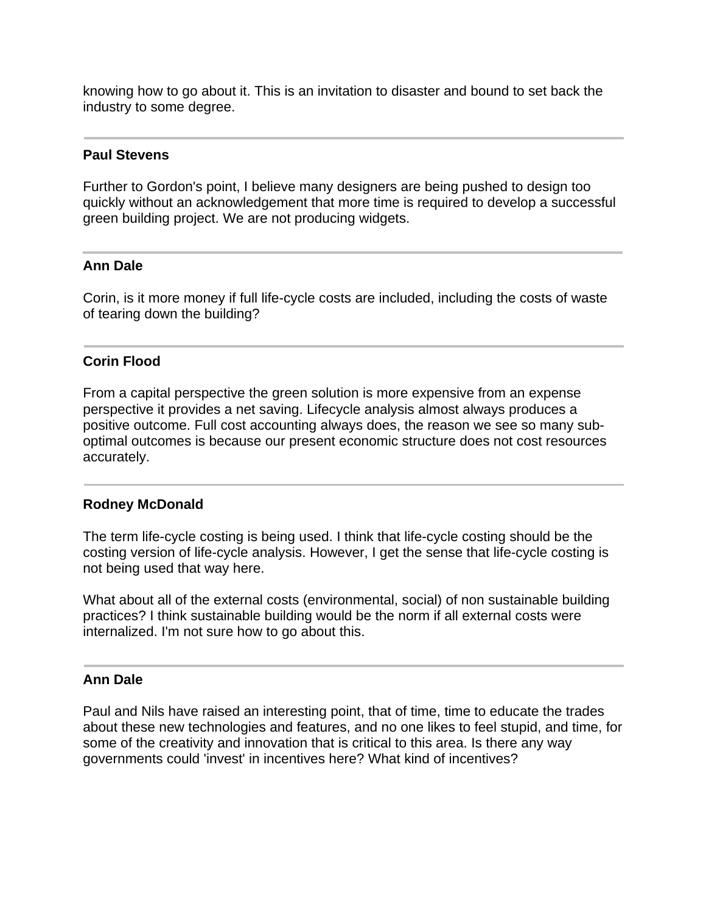knowing how to go about it. This is an invitation to disaster and bound to set back the industry to some degree.

---

**Paul Stevens**

Further to Gordon's point, I believe many designers are being pushed to design too quickly without an acknowledgement that more time is required to develop a successful green building project. We are not producing widgets.

---

**Ann Dale**

Corin, is it more money if full life-cycle costs are included, including the costs of waste of tearing down the building?

---

**Corin Flood**

From a capital perspective the green solution is more expensive from an expense perspective it provides a net saving. Lifecycle analysis almost always produces a positive outcome. Full cost accounting always does, the reason we see so many sub-optimal outcomes is because our present economic structure does not cost resources accurately.

---

**Rodney McDonald**

The term life-cycle costing is being used. I think that life-cycle costing should be the costing version of life-cycle analysis. However, I get the sense that life-cycle costing is not being used that way here.

What about all of the external costs (environmental, social) of non sustainable building practices? I think sustainable building would be the norm if all external costs were internalized. I'm not sure how to go about this.

---

**Ann Dale**

Paul and Nils have raised an interesting point, that of time, time to educate the trades about these new technologies and features, and no one likes to feel stupid, and time, for some of the creativity and innovation that is critical to this area. Is there any way governments could 'invest' in incentives here? What kind of incentives?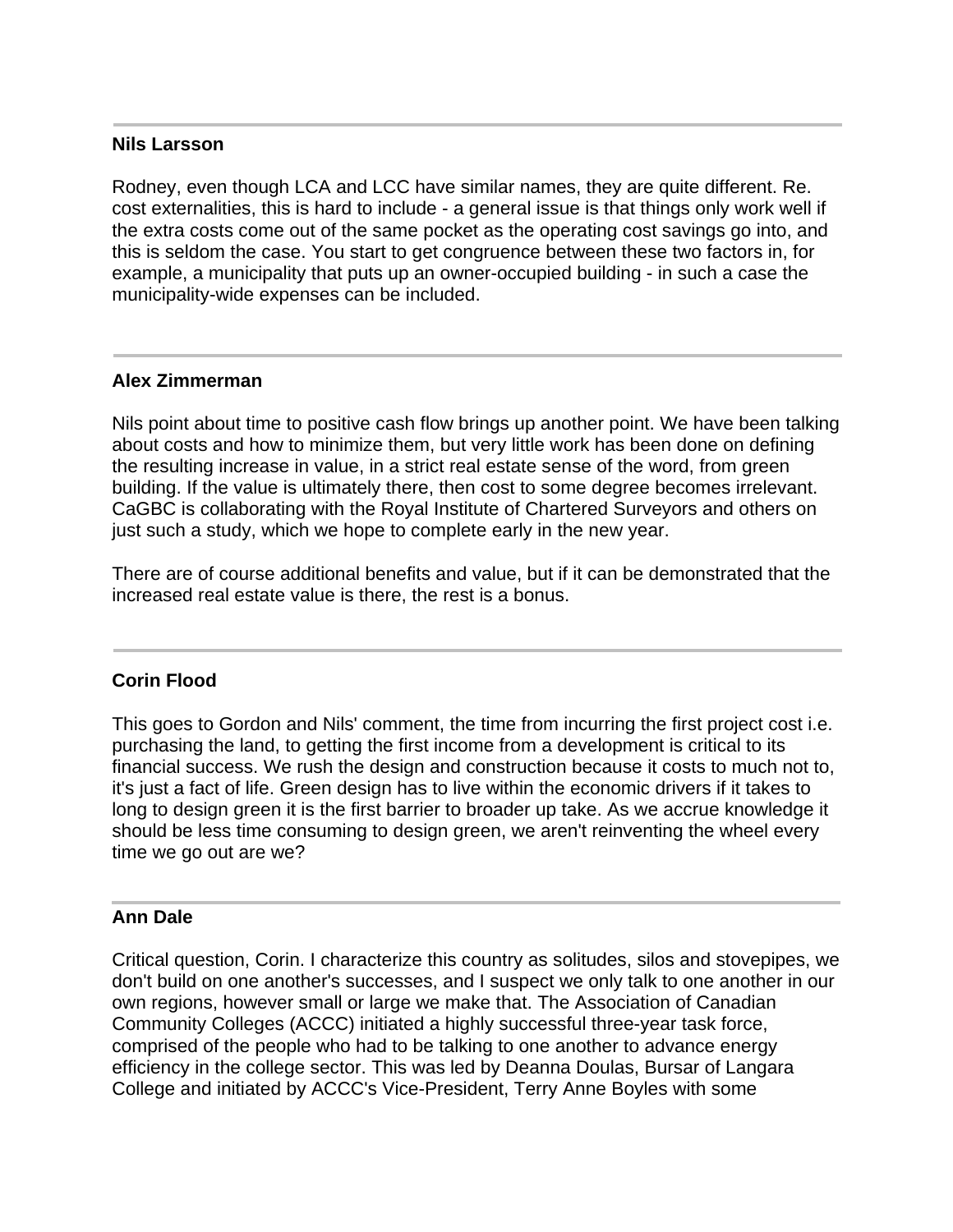---

**Nils Larsson**

Rodney, even though LCA and LCC have similar names, they are quite different. Re. cost externalities, this is hard to include - a general issue is that things only work well if the extra costs come out of the same pocket as the operating cost savings go into, and this is seldom the case. You start to get congruence between these two factors in, for example, a municipality that puts up an owner-occupied building - in such a case the municipality-wide expenses can be included.

---

**Alex Zimmerman**

Nils point about time to positive cash flow brings up another point. We have been talking about costs and how to minimize them, but very little work has been done on defining the resulting increase in value, in a strict real estate sense of the word, from green building. If the value is ultimately there, then cost to some degree becomes irrelevant. CaGBC is collaborating with the Royal Institute of Chartered Surveyors and others on just such a study, which we hope to complete early in the new year.

There are of course additional benefits and value, but if it can be demonstrated that the increased real estate value is there, the rest is a bonus.

---

**Corin Flood**

This goes to Gordon and Nils' comment, the time from incurring the first project cost i.e. purchasing the land, to getting the first income from a development is critical to its financial success. We rush the design and construction because it costs to much not to, it's just a fact of life. Green design has to live within the economic drivers if it takes to long to design green it is the first barrier to broader up take. As we accrue knowledge it should be less time consuming to design green, we aren't reinventing the wheel every time we go out are we?

---

**Ann Dale**

Critical question, Corin. I characterize this country as solitudes, silos and stovepipes, we don't build on one another's successes, and I suspect we only talk to one another in our own regions, however small or large we make that. The Association of Canadian Community Colleges (ACCC) initiated a highly successful three-year task force, comprised of the people who had to be talking to one another to advance energy efficiency in the college sector. This was led by Deanna Doulas, Bursar of Langara College and initiated by ACCC's Vice-President, Terry Anne Boyles with some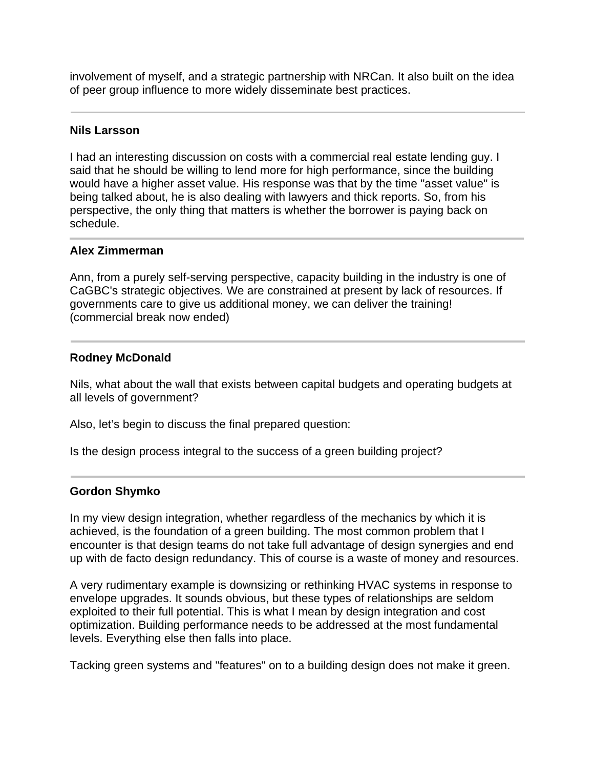involvement of myself, and a strategic partnership with NRCan. It also built on the idea of peer group influence to more widely disseminate best practices.

---

**Nils Larsson**

I had an interesting discussion on costs with a commercial real estate lending guy. I said that he should be willing to lend more for high performance, since the building would have a higher asset value. His response was that by the time "asset value" is being talked about, he is also dealing with lawyers and thick reports. So, from his perspective, the only thing that matters is whether the borrower is paying back on schedule.

---

**Alex Zimmerman**

Ann, from a purely self-serving perspective, capacity building in the industry is one of CaGBC's strategic objectives. We are constrained at present by lack of resources. If governments care to give us additional money, we can deliver the training! (commercial break now ended)

---

**Rodney McDonald**

Nils, what about the wall that exists between capital budgets and operating budgets at all levels of government?

Also, let's begin to discuss the final prepared question:

Is the design process integral to the success of a green building project?

---

**Gordon Shymko**

In my view design integration, whether regardless of the mechanics by which it is achieved, is the foundation of a green building. The most common problem that I encounter is that design teams do not take full advantage of design synergies and end up with de facto design redundancy. This of course is a waste of money and resources.

A very rudimentary example is downsizing or rethinking HVAC systems in response to envelope upgrades. It sounds obvious, but these types of relationships are seldom exploited to their full potential. This is what I mean by design integration and cost optimization. Building performance needs to be addressed at the most fundamental levels. Everything else then falls into place.

Tacking green systems and "features" on to a building design does not make it green.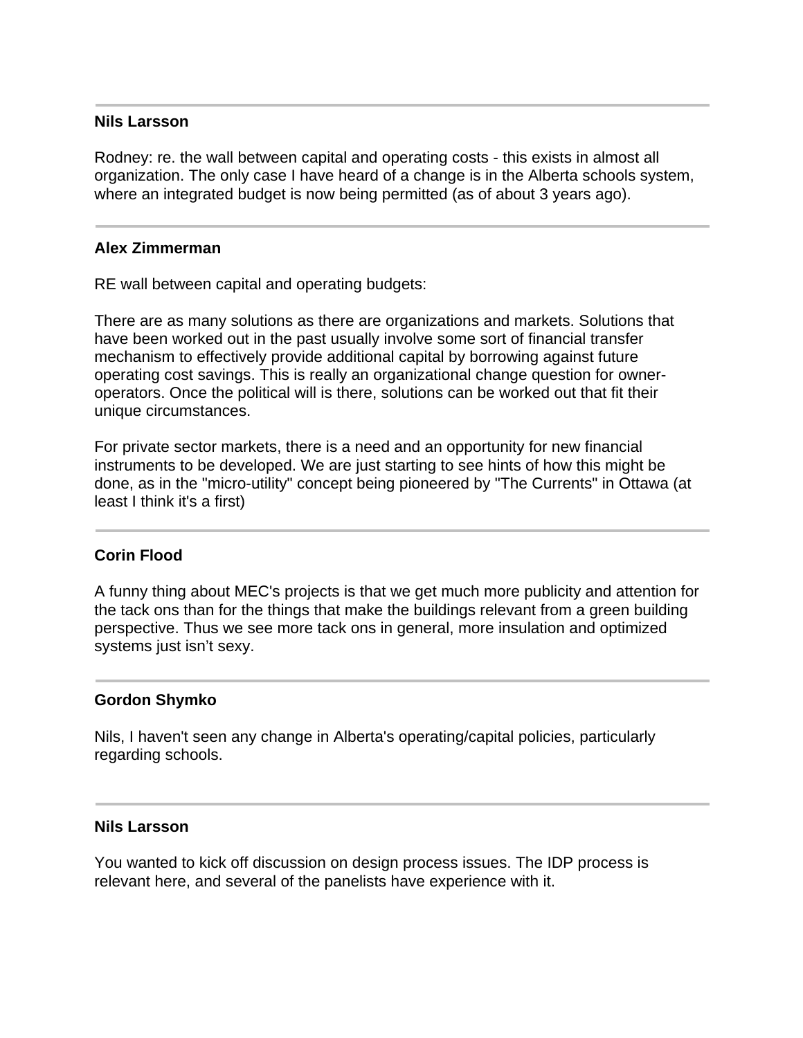---

**Nils Larsson**

Rodney: re. the wall between capital and operating costs - this exists in almost all organization. The only case I have heard of a change is in the Alberta schools system, where an integrated budget is now being permitted (as of about 3 years ago).

---

**Alex Zimmerman**

RE wall between capital and operating budgets:

There are as many solutions as there are organizations and markets. Solutions that have been worked out in the past usually involve some sort of financial transfer mechanism to effectively provide additional capital by borrowing against future operating cost savings. This is really an organizational change question for owner-operators. Once the political will is there, solutions can be worked out that fit their unique circumstances.

For private sector markets, there is a need and an opportunity for new financial instruments to be developed. We are just starting to see hints of how this might be done, as in the "micro-utility" concept being pioneered by "The Currents" in Ottawa (at least I think it's a first)

---

**Corin Flood**

A funny thing about MEC's projects is that we get much more publicity and attention for the tack ons than for the things that make the buildings relevant from a green building perspective. Thus we see more tack ons in general, more insulation and optimized systems just isn't sexy.

---

**Gordon Shymko**

Nils, I haven't seen any change in Alberta's operating/capital policies, particularly regarding schools.

---

**Nils Larsson**

You wanted to kick off discussion on design process issues. The IDP process is relevant here, and several of the panelists have experience with it.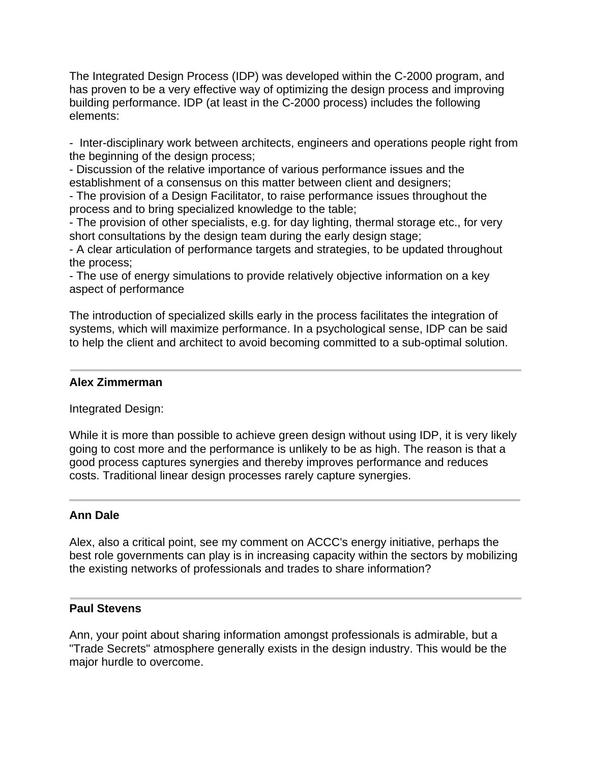The Integrated Design Process (IDP) was developed within the C-2000 program, and has proven to be a very effective way of optimizing the design process and improving building performance. IDP (at least in the C-2000 process) includes the following elements:

- Inter-disciplinary work between architects, engineers and operations people right from the beginning of the design process;
- Discussion of the relative importance of various performance issues and the establishment of a consensus on this matter between client and designers;
- The provision of a Design Facilitator, to raise performance issues throughout the process and to bring specialized knowledge to the table;
- The provision of other specialists, e.g. for day lighting, thermal storage etc., for very short consultations by the design team during the early design stage;
- A clear articulation of performance targets and strategies, to be updated throughout the process;
- The use of energy simulations to provide relatively objective information on a key aspect of performance

The introduction of specialized skills early in the process facilitates the integration of systems, which will maximize performance. In a psychological sense, IDP can be said to help the client and architect to avoid becoming committed to a sub-optimal solution.

---

**Alex Zimmerman**

Integrated Design:

While it is more than possible to achieve green design without using IDP, it is very likely going to cost more and the performance is unlikely to be as high. The reason is that a good process captures synergies and thereby improves performance and reduces costs. Traditional linear design processes rarely capture synergies.

---

**Ann Dale**

Alex, also a critical point, see my comment on ACCC's energy initiative, perhaps the best role governments can play is in increasing capacity within the sectors by mobilizing the existing networks of professionals and trades to share information?

---

**Paul Stevens**

Ann, your point about sharing information amongst professionals is admirable, but a "Trade Secrets" atmosphere generally exists in the design industry. This would be the major hurdle to overcome.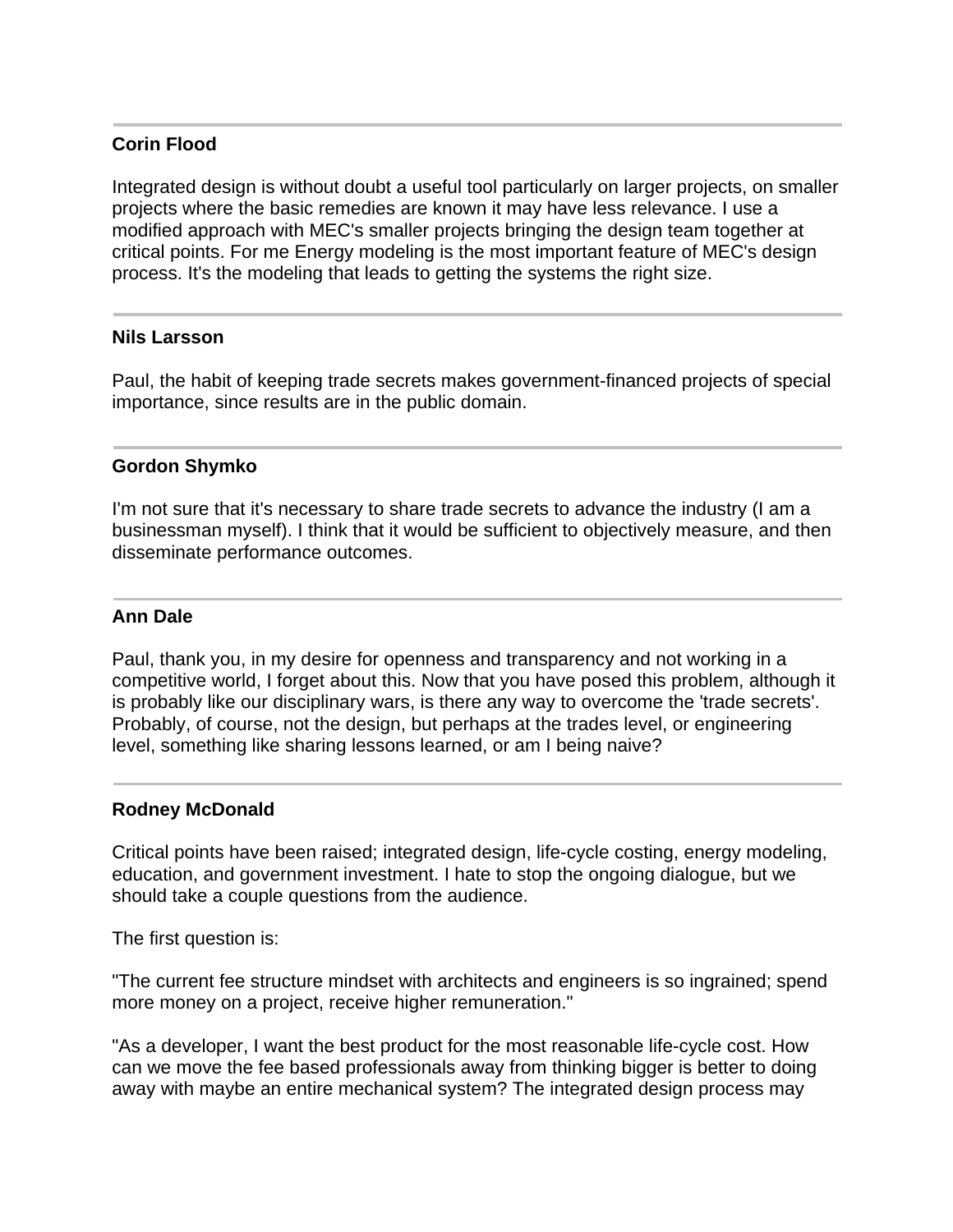---

**Corin Flood**

Integrated design is without doubt a useful tool particularly on larger projects, on smaller projects where the basic remedies are known it may have less relevance. I use a modified approach with MEC's smaller projects bringing the design team together at critical points. For me Energy modeling is the most important feature of MEC's design process. It's the modeling that leads to getting the systems the right size.

---

**Nils Larsson**

Paul, the habit of keeping trade secrets makes government-financed projects of special importance, since results are in the public domain.

---

**Gordon Shymko**

I'm not sure that it's necessary to share trade secrets to advance the industry (I am a businessman myself). I think that it would be sufficient to objectively measure, and then disseminate performance outcomes.

---

**Ann Dale**

Paul, thank you, in my desire for openness and transparency and not working in a competitive world, I forget about this. Now that you have posed this problem, although it is probably like our disciplinary wars, is there any way to overcome the 'trade secrets'. Probably, of course, not the design, but perhaps at the trades level, or engineering level, something like sharing lessons learned, or am I being naive?

---

**Rodney McDonald**

Critical points have been raised; integrated design, life-cycle costing, energy modeling, education, and government investment. I hate to stop the ongoing dialogue, but we should take a couple questions from the audience.

The first question is:

"The current fee structure mindset with architects and engineers is so ingrained; spend more money on a project, receive higher remuneration."

"As a developer, I want the best product for the most reasonable life-cycle cost. How can we move the fee based professionals away from thinking bigger is better to doing away with maybe an entire mechanical system? The integrated design process may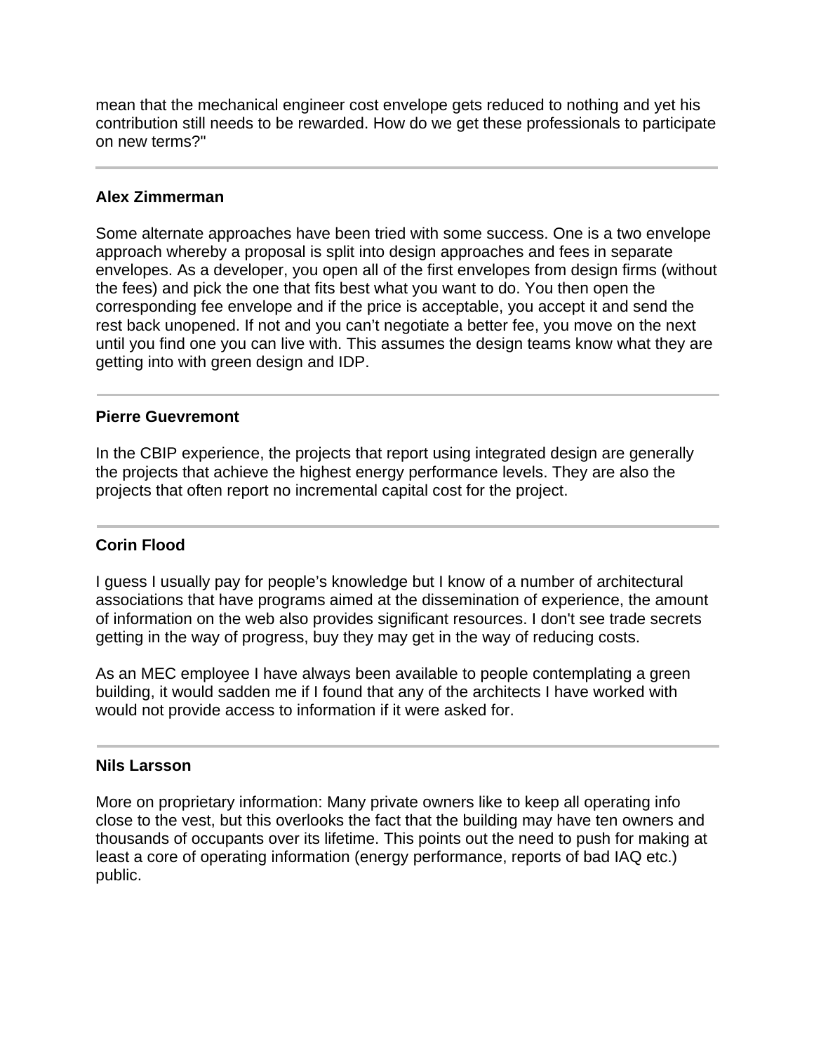mean that the mechanical engineer cost envelope gets reduced to nothing and yet his contribution still needs to be rewarded. How do we get these professionals to participate on new terms?"

---

**Alex Zimmerman**

Some alternate approaches have been tried with some success. One is a two envelope approach whereby a proposal is split into design approaches and fees in separate envelopes. As a developer, you open all of the first envelopes from design firms (without the fees) and pick the one that fits best what you want to do. You then open the corresponding fee envelope and if the price is acceptable, you accept it and send the rest back unopened. If not and you can't negotiate a better fee, you move on the next until you find one you can live with. This assumes the design teams know what they are getting into with green design and IDP.

---

**Pierre Guevremont**

In the CBIP experience, the projects that report using integrated design are generally the projects that achieve the highest energy performance levels. They are also the projects that often report no incremental capital cost for the project.

---

**Corin Flood**

I guess I usually pay for people's knowledge but I know of a number of architectural associations that have programs aimed at the dissemination of experience, the amount of information on the web also provides significant resources. I don't see trade secrets getting in the way of progress, buy they may get in the way of reducing costs.

As an MEC employee I have always been available to people contemplating a green building, it would sadden me if I found that any of the architects I have worked with would not provide access to information if it were asked for.

---

**Nils Larsson**

More on proprietary information: Many private owners like to keep all operating info close to the vest, but this overlooks the fact that the building may have ten owners and thousands of occupants over its lifetime. This points out the need to push for making at least a core of operating information (energy performance, reports of bad IAQ etc.) public.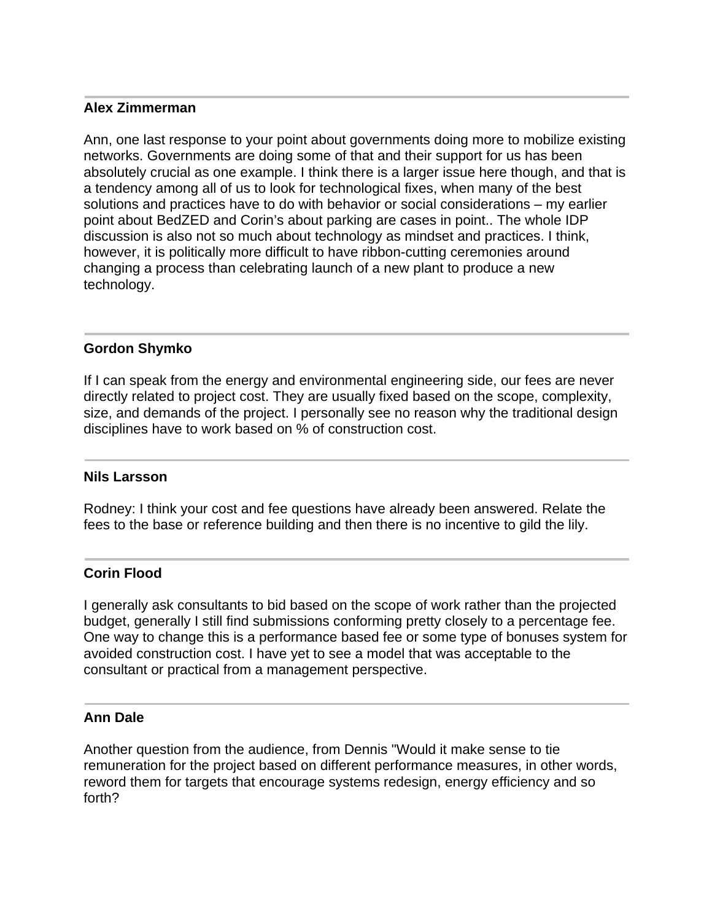---

**Alex Zimmerman**

Ann, one last response to your point about governments doing more to mobilize existing networks. Governments are doing some of that and their support for us has been absolutely crucial as one example. I think there is a larger issue here though, and that is a tendency among all of us to look for technological fixes, when many of the best solutions and practices have to do with behavior or social considerations – my earlier point about BedZED and Corin's about parking are cases in point.. The whole IDP discussion is also not so much about technology as mindset and practices. I think, however, it is politically more difficult to have ribbon-cutting ceremonies around changing a process than celebrating launch of a new plant to produce a new technology.

---

**Gordon Shymko**

If I can speak from the energy and environmental engineering side, our fees are never directly related to project cost. They are usually fixed based on the scope, complexity, size, and demands of the project. I personally see no reason why the traditional design disciplines have to work based on % of construction cost.

---

**Nils Larsson**

Rodney: I think your cost and fee questions have already been answered. Relate the fees to the base or reference building and then there is no incentive to gild the lily.

---

**Corin Flood**

I generally ask consultants to bid based on the scope of work rather than the projected budget, generally I still find submissions conforming pretty closely to a percentage fee. One way to change this is a performance based fee or some type of bonuses system for avoided construction cost. I have yet to see a model that was acceptable to the consultant or practical from a management perspective.

---

**Ann Dale**

Another question from the audience, from Dennis "Would it make sense to tie remuneration for the project based on different performance measures, in other words, reword them for targets that encourage systems redesign, energy efficiency and so forth?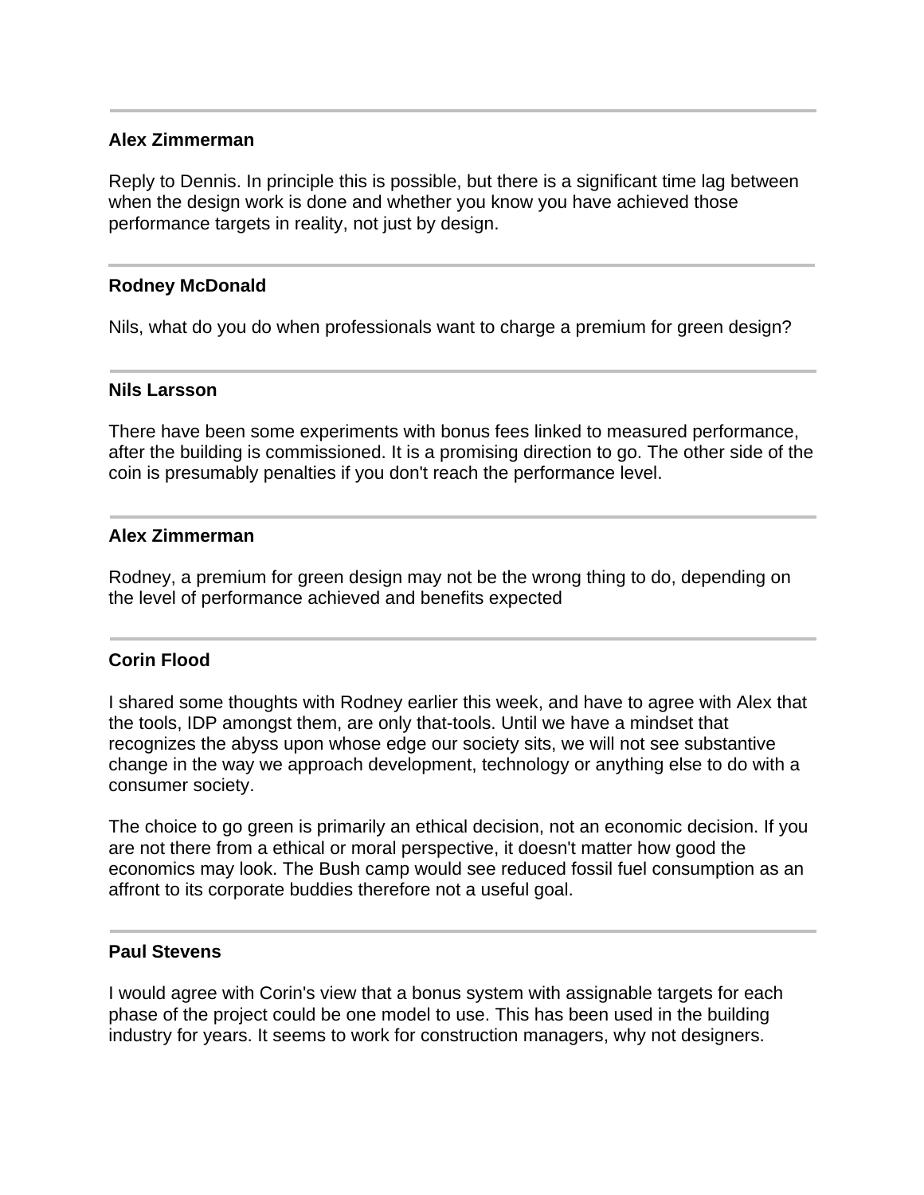---

**Alex Zimmerman**

Reply to Dennis. In principle this is possible, but there is a significant time lag between when the design work is done and whether you know you have achieved those performance targets in reality, not just by design.

---

**Rodney McDonald**

Nils, what do you do when professionals want to charge a premium for green design?

---

**Nils Larsson**

There have been some experiments with bonus fees linked to measured performance, after the building is commissioned. It is a promising direction to go. The other side of the coin is presumably penalties if you don't reach the performance level.

---

**Alex Zimmerman**

Rodney, a premium for green design may not be the wrong thing to do, depending on the level of performance achieved and benefits expected

---

**Corin Flood**

I shared some thoughts with Rodney earlier this week, and have to agree with Alex that the tools, IDP amongst them, are only that-tools. Until we have a mindset that recognizes the abyss upon whose edge our society sits, we will not see substantive change in the way we approach development, technology or anything else to do with a consumer society.

The choice to go green is primarily an ethical decision, not an economic decision. If you are not there from a ethical or moral perspective, it doesn't matter how good the economics may look. The Bush camp would see reduced fossil fuel consumption as an affront to its corporate buddies therefore not a useful goal.

---

**Paul Stevens**

I would agree with Corin's view that a bonus system with assignable targets for each phase of the project could be one model to use. This has been used in the building industry for years. It seems to work for construction managers, why not designers.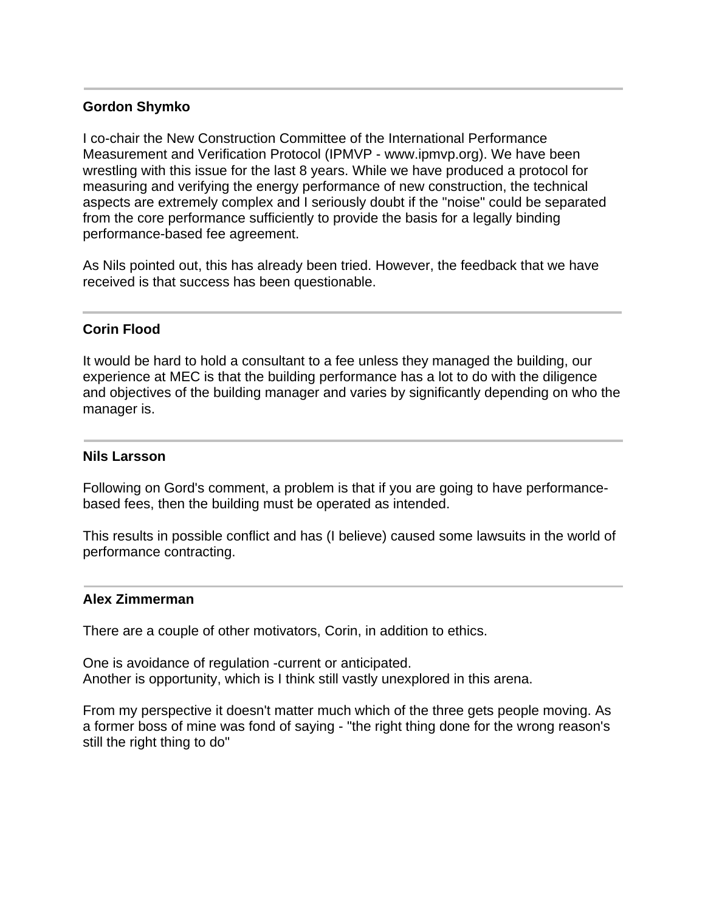---

**Gordon Shymko**

I co-chair the New Construction Committee of the International Performance Measurement and Verification Protocol (IPMVP - www.ipmvp.org). We have been wrestling with this issue for the last 8 years. While we have produced a protocol for measuring and verifying the energy performance of new construction, the technical aspects are extremely complex and I seriously doubt if the "noise" could be separated from the core performance sufficiently to provide the basis for a legally binding performance-based fee agreement.

As Nils pointed out, this has already been tried. However, the feedback that we have received is that success has been questionable.

---

**Corin Flood**

It would be hard to hold a consultant to a fee unless they managed the building, our experience at MEC is that the building performance has a lot to do with the diligence and objectives of the building manager and varies by significantly depending on who the manager is.

---

**Nils Larsson**

Following on Gord's comment, a problem is that if you are going to have performance-based fees, then the building must be operated as intended.

This results in possible conflict and has (I believe) caused some lawsuits in the world of performance contracting.

---

**Alex Zimmerman**

There are a couple of other motivators, Corin, in addition to ethics.

One is avoidance of regulation -current or anticipated.
Another is opportunity, which is I think still vastly unexplored in this arena.

From my perspective it doesn't matter much which of the three gets people moving. As a former boss of mine was fond of saying - "the right thing done for the wrong reason's still the right thing to do"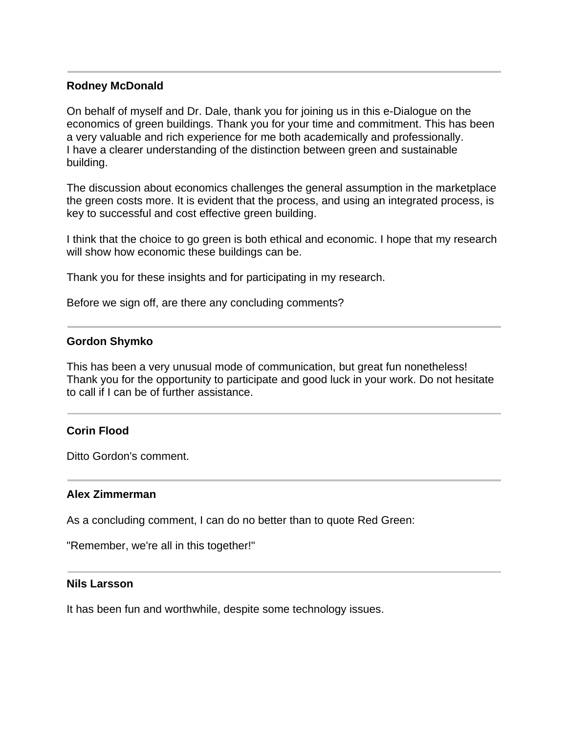---

**Rodney McDonald**

On behalf of myself and Dr. Dale, thank you for joining us in this e-Dialogue on the economics of green buildings. Thank you for your time and commitment. This has been a very valuable and rich experience for me both academically and professionally. I have a clearer understanding of the distinction between green and sustainable building.

The discussion about economics challenges the general assumption in the marketplace the green costs more. It is evident that the process, and using an integrated process, is key to successful and cost effective green building.

I think that the choice to go green is both ethical and economic. I hope that my research will show how economic these buildings can be.

Thank you for these insights and for participating in my research.

Before we sign off, are there any concluding comments?

---

**Gordon Shymko**

This has been a very unusual mode of communication, but great fun nonetheless! Thank you for the opportunity to participate and good luck in your work. Do not hesitate to call if I can be of further assistance.

---

**Corin Flood**

Ditto Gordon's comment.

---

**Alex Zimmerman**

As a concluding comment, I can do no better than to quote Red Green:

"Remember, we're all in this together!"

---

**Nils Larsson**

It has been fun and worthwhile, despite some technology issues.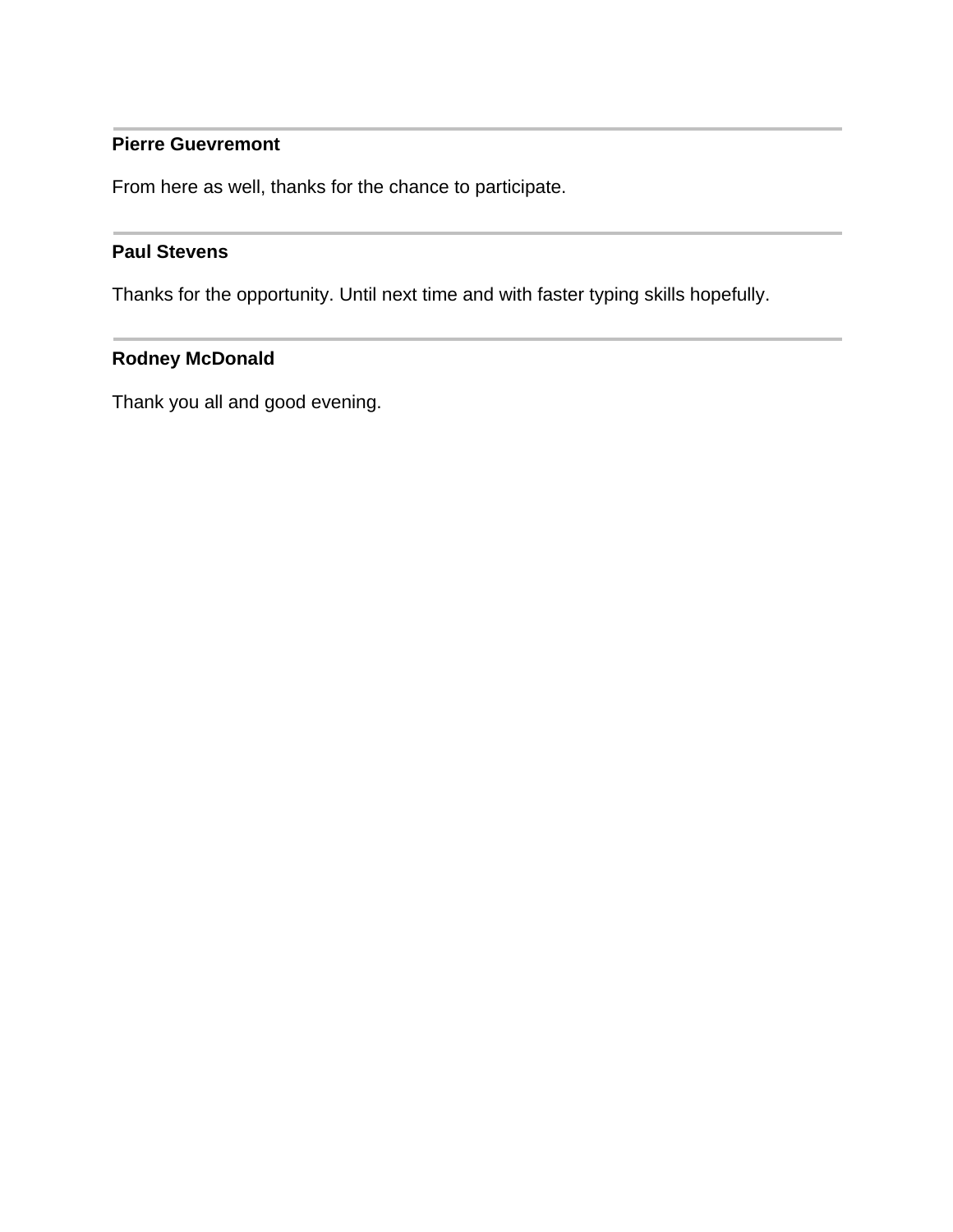---

**Pierre Guevremont**

From here as well, thanks for the chance to participate.

---

**Paul Stevens**

Thanks for the opportunity. Until next time and with faster typing skills hopefully.

---

**Rodney McDonald**

Thank you all and good evening.